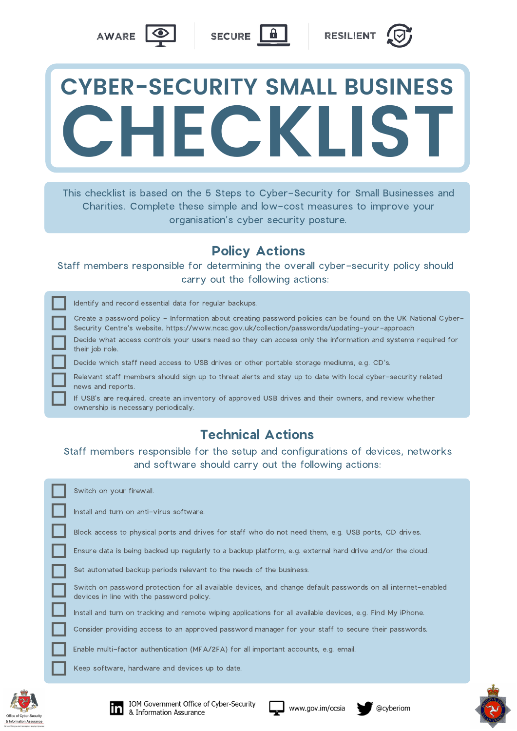AWARE | SECURE | RESILIENT

# CYBER-SECURITY SMALL BUSINESS CHECKLIST

This checklist is based on the 5 Steps to Cyber-Security for Small Businesses and Charities. Complete these simple and low-cost measures to improve your organisation's cyber security posture.

## Policy Actions

Staff members responsible for determining the overall cyber-security policy should carry out the following actions:

- [ ] Identify and record essential data for regular backups.
- [ ] Create a password policy - Information about creating password policies can be found on the UK National Cyber-Security Centre's website, https://www.ncsc.gov.uk/collection/passwords/updating-your-approach
- [ ] Decide what access controls your users need so they can access only the information and systems required for their job role.
- [ ] Decide which staff need access to USB drives or other portable storage mediums, e.g. CD's.
- [ ] Relevant staff members should sign up to threat alerts and stay up to date with local cyber-security related news and reports.
- [ ] If USB's are required, create an inventory of approved USB drives and their owners, and review whether ownership is necessary periodically.

## Technical Actions

Staff members responsible for the setup and configurations of devices, networks and software should carry out the following actions:

- [ ] Switch on your firewall.
- [ ] Install and turn on anti-virus software.
- [ ] Block access to physical ports and drives for staff who do not need them, e.g. USB ports, CD drives.
- [ ] Ensure data is being backed up regularly to a backup platform, e.g. external hard drive and/or the cloud.
- [ ] Set automated backup periods relevant to the needs of the business.
- [ ] Switch on password protection for all available devices, and change default passwords on all internet-enabled devices in line with the password policy.
- [ ] Install and turn on tracking and remote wiping applications for all available devices, e.g. Find My iPhone.
- [ ] Consider providing access to an approved password manager for your staff to secure their passwords.
- [ ] Enable multi-factor authentication (MFA/2FA) for all important accounts, e.g. email.
- [ ] Keep software, hardware and devices up to date.

Office of Cyber-Security & Information Assurance

IOM Government Office of Cyber-Security & Information Assurance | www.gov.im/ocsia | @cyberiom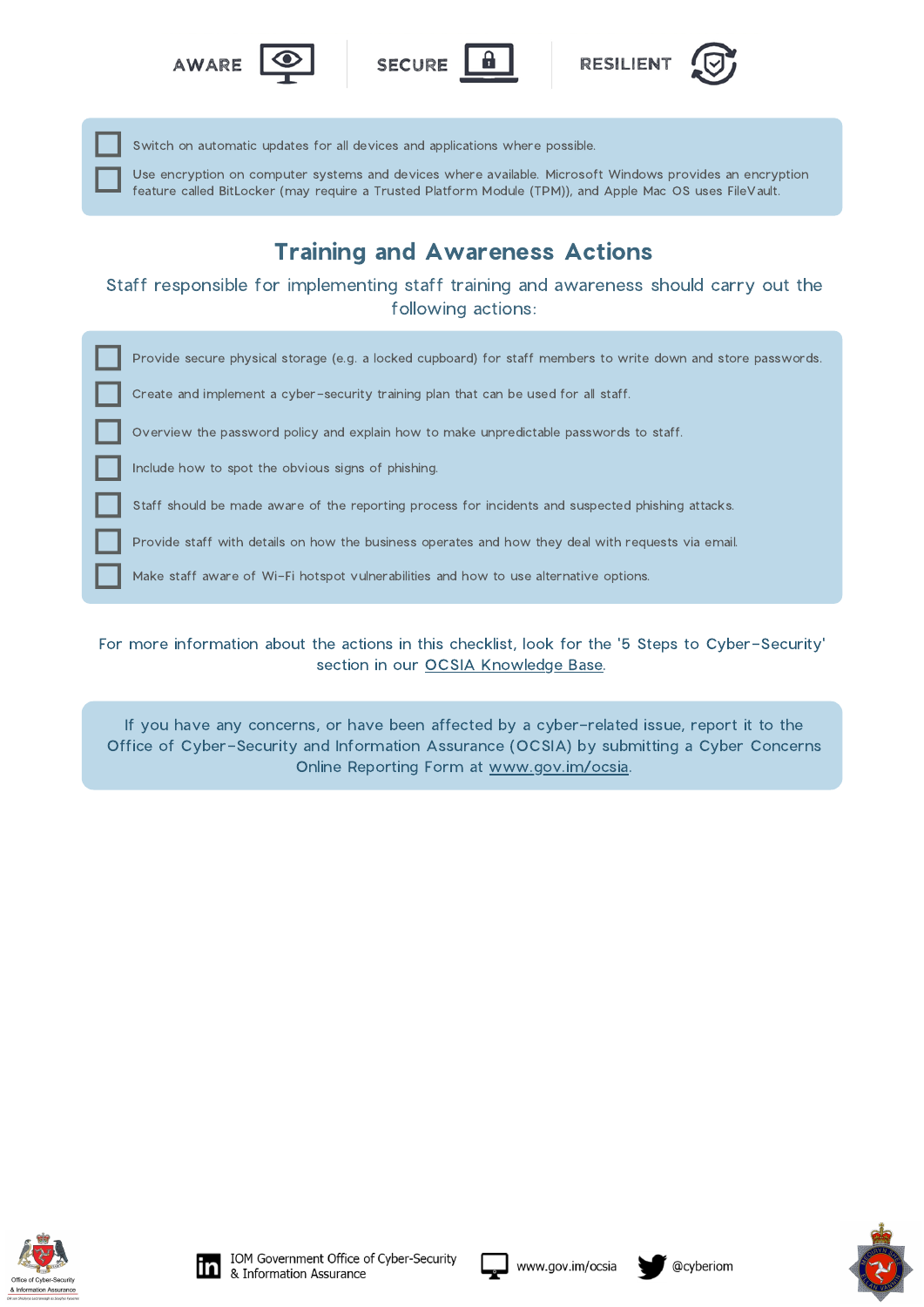AWARE SECURE RESILIENT

- [ ] Switch on automatic updates for all devices and applications where possible.
- [ ] Use encryption on computer systems and devices where available. Microsoft Windows provides an encryption feature called BitLocker (may require a Trusted Platform Module (TPM)), and Apple Mac OS uses FileVault.

## Training and Awareness Actions

Staff responsible for implementing staff training and awareness should carry out the following actions:

- [ ] Provide secure physical storage (e.g. a locked cupboard) for staff members to write down and store passwords.
- [ ] Create and implement a cyber-security training plan that can be used for all staff.
- [ ] Overview the password policy and explain how to make unpredictable passwords to staff.
- [ ] Include how to spot the obvious signs of phishing.
- [ ] Staff should be made aware of the reporting process for incidents and suspected phishing attacks.
- [ ] Provide staff with details on how the business operates and how they deal with requests via email.
- [ ] Make staff aware of Wi-Fi hotspot vulnerabilities and how to use alternative options.

For more information about the actions in this checklist, look for the '5 Steps to Cyber-Security' section in our OCSIA Knowledge Base.

If you have any concerns, or have been affected by a cyber-related issue, report it to the Office of Cyber-Security and Information Assurance (OCSIA) by submitting a Cyber Concerns Online Reporting Form at www.gov.im/ocsia.

IOM Government Office of Cyber-Security & Information Assurance | www.gov.im/ocsia | @cyberiom